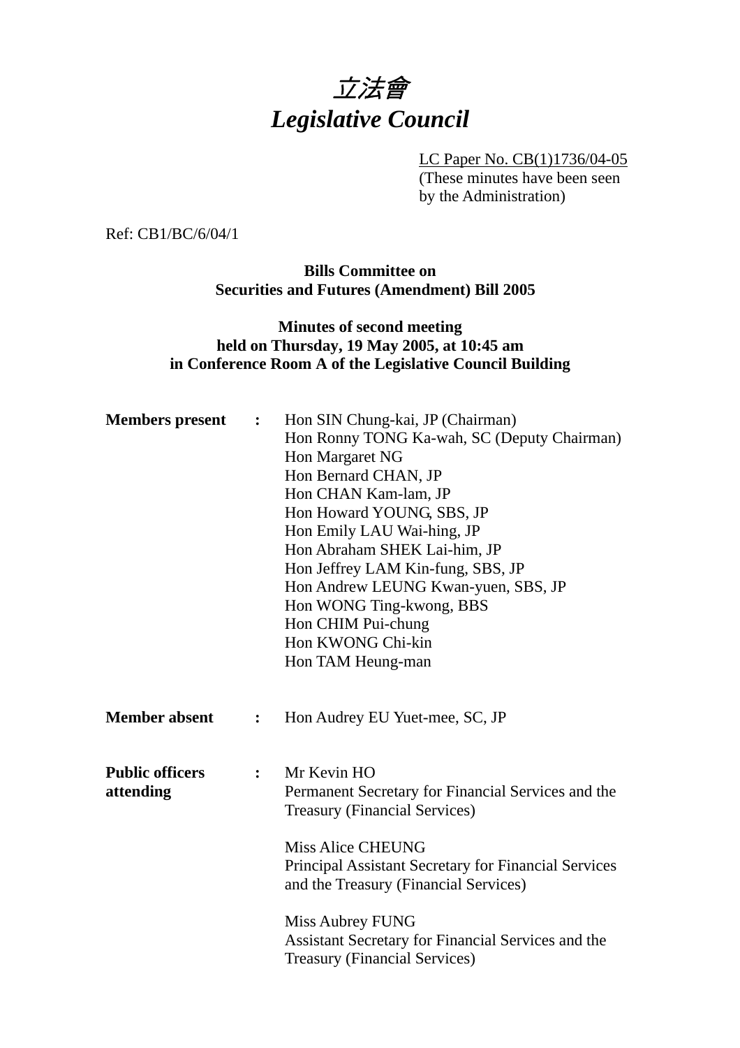# 立法會
# *Legislative Council*

LC Paper No. CB(1)1736/04-05
(These minutes have been seen by the Administration)

Ref: CB1/BC/6/04/1

**Bills Committee on**
**Securities and Futures (Amendment) Bill 2005**

**Minutes of second meeting**
**held on Thursday, 19 May 2005, at 10:45 am**
**in Conference Room A of the Legislative Council Building**

**Members present :**

Hon SIN Chung-kai, JP (Chairman)
Hon Ronny TONG Ka-wah, SC (Deputy Chairman)
Hon Margaret NG
Hon Bernard CHAN, JP
Hon CHAN Kam-lam, JP
Hon Howard YOUNG, SBS, JP
Hon Emily LAU Wai-hing, JP
Hon Abraham SHEK Lai-him, JP
Hon Jeffrey LAM Kin-fung, SBS, JP
Hon Andrew LEUNG Kwan-yuen, SBS, JP
Hon WONG Ting-kwong, BBS
Hon CHIM Pui-chung
Hon KWONG Chi-kin
Hon TAM Heung-man

**Member absent :**

Hon Audrey EU Yuet-mee, SC, JP

**Public officers attending :**

Mr Kevin HO
Permanent Secretary for Financial Services and the Treasury (Financial Services)

Miss Alice CHEUNG
Principal Assistant Secretary for Financial Services and the Treasury (Financial Services)

Miss Aubrey FUNG
Assistant Secretary for Financial Services and the Treasury (Financial Services)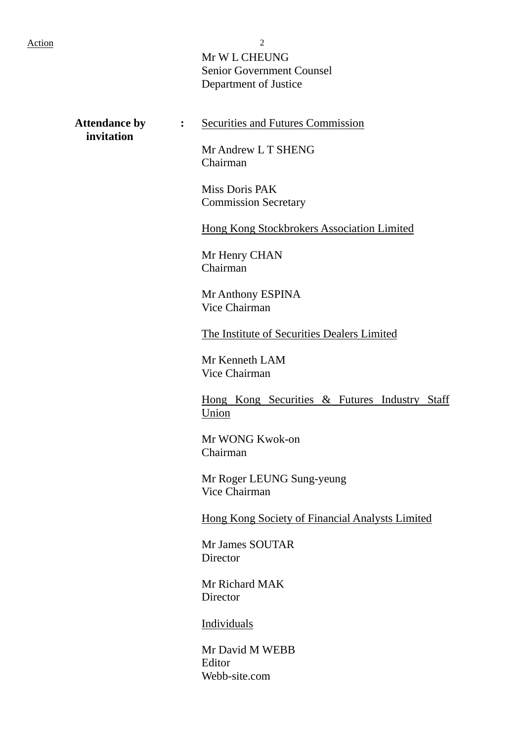Action

Mr W L CHEUNG
Senior Government Counsel
Department of Justice

**Attendance by invitation** :

Securities and Futures Commission

Mr Andrew L T SHENG
Chairman

Miss Doris PAK
Commission Secretary

Hong Kong Stockbrokers Association Limited

Mr Henry CHAN
Chairman

Mr Anthony ESPINA
Vice Chairman

The Institute of Securities Dealers Limited

Mr Kenneth LAM
Vice Chairman

Hong Kong Securities & Futures Industry Staff Union

Mr WONG Kwok-on
Chairman

Mr Roger LEUNG Sung-yeung
Vice Chairman

Hong Kong Society of Financial Analysts Limited

Mr James SOUTAR
Director

Mr Richard MAK
Director

Individuals

Mr David M WEBB
Editor
Webb-site.com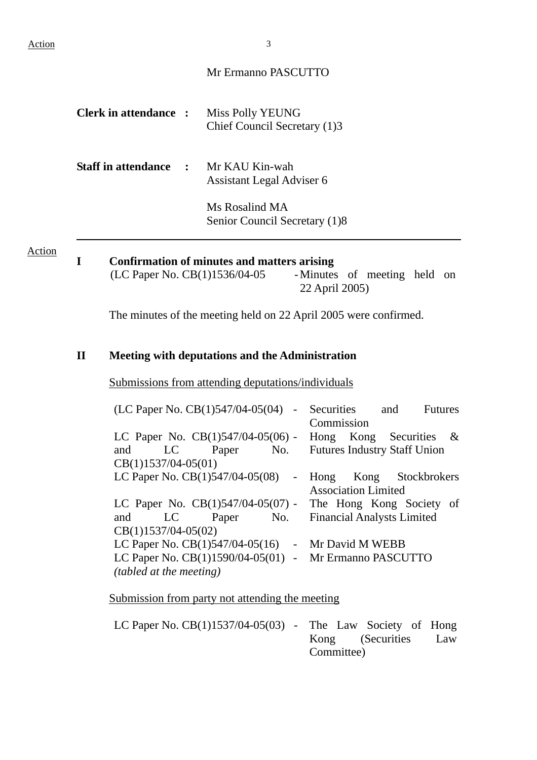Mr Ermanno PASCUTTO

**Clerk in attendance :** Miss Polly YEUNG
Chief Council Secretary (1)3

**Staff in attendance :** Mr KAU Kin-wah
Assistant Legal Adviser 6

Ms Rosalind MA
Senior Council Secretary (1)8

---

Action

## I Confirmation of minutes and matters arising

(LC Paper No. CB(1)1536/04-05 - Minutes of meeting held on 22 April 2005)

The minutes of the meeting held on 22 April 2005 were confirmed.

## II Meeting with deputations and the Administration

Submissions from attending deputations/individuals

| | | |
|---|---|---|
| (LC Paper No. CB(1)547/04-05(04) | - | Securities and Futures Commission |
| LC Paper No. CB(1)547/04-05(06) and LC Paper No. CB(1)1537/04-05(01) | - | Hong Kong Securities & Futures Industry Staff Union |
| LC Paper No. CB(1)547/04-05(08) | - | Hong Kong Stockbrokers Association Limited |
| LC Paper No. CB(1)547/04-05(07) and LC Paper No. CB(1)1537/04-05(02) | - | The Hong Kong Society of Financial Analysts Limited |
| LC Paper No. CB(1)547/04-05(16) | - | Mr David M WEBB |
| LC Paper No. CB(1)1590/04-05(01) *(tabled at the meeting)* | - | Mr Ermanno PASCUTTO |

Submission from party not attending the meeting

| | | |
|---|---|---|
| LC Paper No. CB(1)1537/04-05(03) | - | The Law Society of Hong Kong (Securities Law Committee) |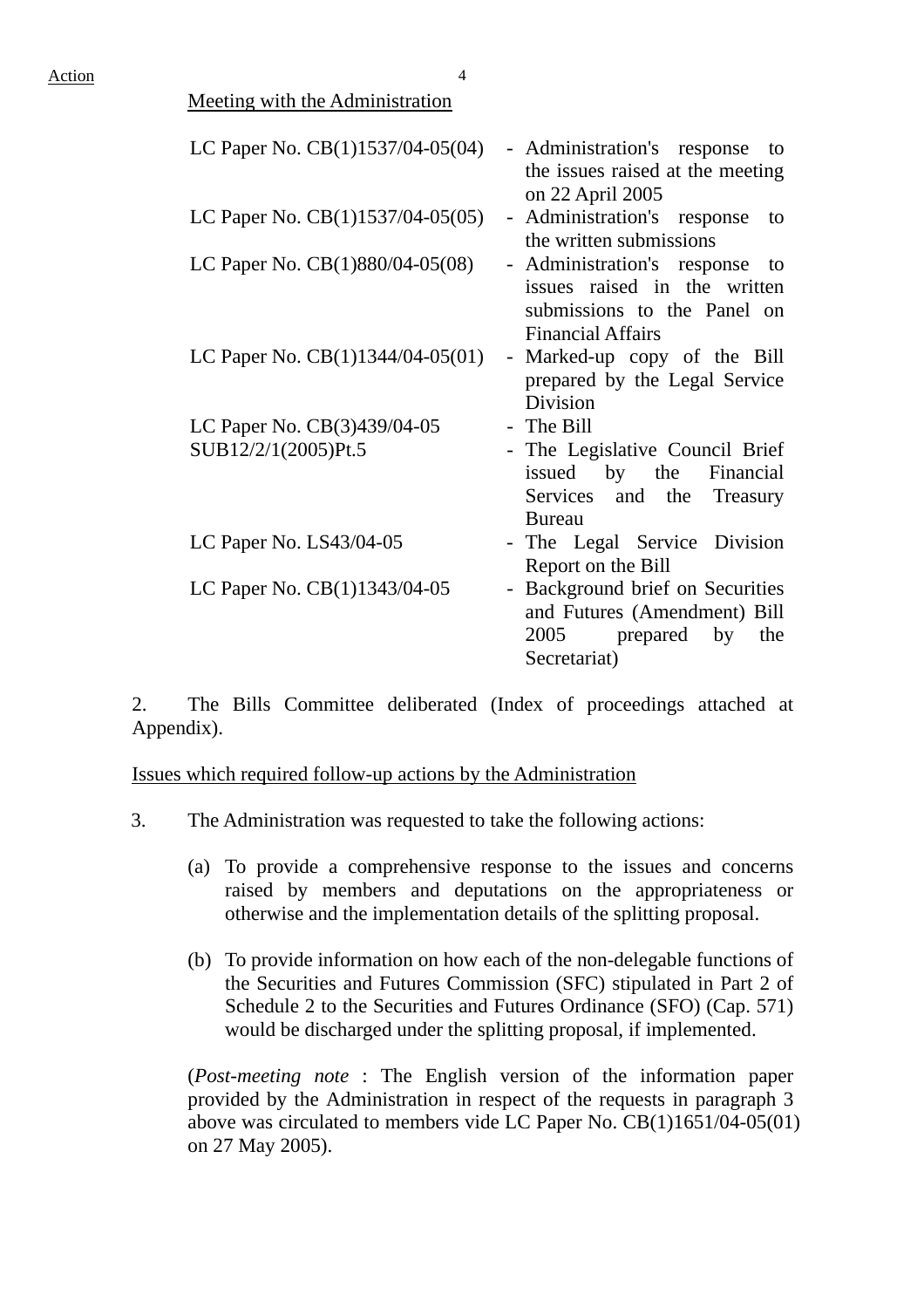Action

<u>Meeting with the Administration</u>

| | |
|---|---|
| LC Paper No. CB(1)1537/04-05(04) | - Administration's response to the issues raised at the meeting on 22 April 2005 |
| LC Paper No. CB(1)1537/04-05(05) | - Administration's response to the written submissions |
| LC Paper No. CB(1)880/04-05(08) | - Administration's response to issues raised in the written submissions to the Panel on Financial Affairs |
| LC Paper No. CB(1)1344/04-05(01) | - Marked-up copy of the Bill prepared by the Legal Service Division |
| LC Paper No. CB(3)439/04-05 | - The Bill |
| SUB12/2/1(2005)Pt.5 | - The Legislative Council Brief issued by the Financial Services and the Treasury Bureau |
| LC Paper No. LS43/04-05 | - The Legal Service Division Report on the Bill |
| LC Paper No. CB(1)1343/04-05 | - Background brief on Securities and Futures (Amendment) Bill 2005 prepared by the Secretariat) |

2. The Bills Committee deliberated (Index of proceedings attached at Appendix).

<u>Issues which required follow-up actions by the Administration</u>

3. The Administration was requested to take the following actions:

(a) To provide a comprehensive response to the issues and concerns raised by members and deputations on the appropriateness or otherwise and the implementation details of the splitting proposal.

(b) To provide information on how each of the non-delegable functions of the Securities and Futures Commission (SFC) stipulated in Part 2 of Schedule 2 to the Securities and Futures Ordinance (SFO) (Cap. 571) would be discharged under the splitting proposal, if implemented.

(*Post-meeting note* : The English version of the information paper provided by the Administration in respect of the requests in paragraph 3 above was circulated to members vide LC Paper No. CB(1)1651/04-05(01) on 27 May 2005).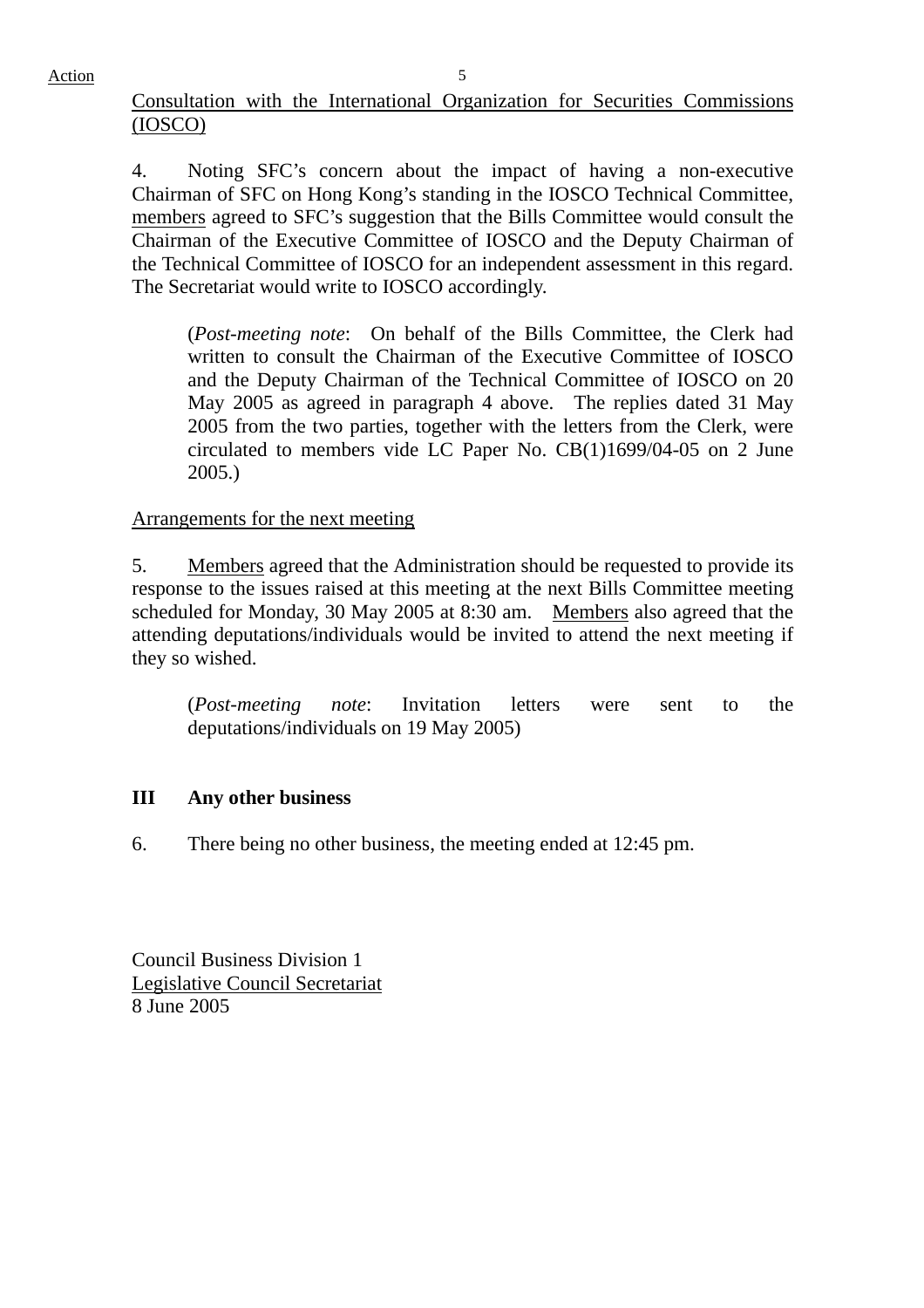Consultation with the International Organization for Securities Commissions (IOSCO)

4. Noting SFC's concern about the impact of having a non-executive Chairman of SFC on Hong Kong's standing in the IOSCO Technical Committee, members agreed to SFC's suggestion that the Bills Committee would consult the Chairman of the Executive Committee of IOSCO and the Deputy Chairman of the Technical Committee of IOSCO for an independent assessment in this regard. The Secretariat would write to IOSCO accordingly.

> (*Post-meeting note*: On behalf of the Bills Committee, the Clerk had written to consult the Chairman of the Executive Committee of IOSCO and the Deputy Chairman of the Technical Committee of IOSCO on 20 May 2005 as agreed in paragraph 4 above. The replies dated 31 May 2005 from the two parties, together with the letters from the Clerk, were circulated to members vide LC Paper No. CB(1)1699/04-05 on 2 June 2005.)

Arrangements for the next meeting

5. Members agreed that the Administration should be requested to provide its response to the issues raised at this meeting at the next Bills Committee meeting scheduled for Monday, 30 May 2005 at 8:30 am. Members also agreed that the attending deputations/individuals would be invited to attend the next meeting if they so wished.

> (*Post-meeting note*: Invitation letters were sent to the deputations/individuals on 19 May 2005)

**III Any other business**

6. There being no other business, the meeting ended at 12:45 pm.

Council Business Division 1
Legislative Council Secretariat
8 June 2005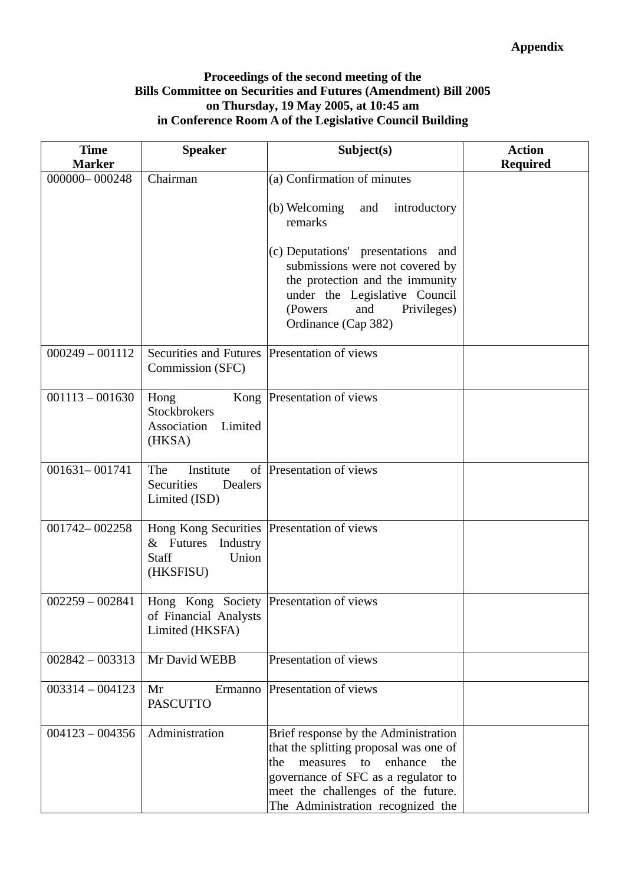**Appendix**

**Proceedings of the second meeting of the Bills Committee on Securities and Futures (Amendment) Bill 2005 on Thursday, 19 May 2005, at 10:45 am in Conference Room A of the Legislative Council Building**

| Time Marker | Speaker | Subject(s) | Action Required |
|---|---|---|---|
| 000000– 000248 | Chairman | (a) Confirmation of minutes<br><br>(b) Welcoming and introductory remarks<br><br>(c) Deputations' presentations and submissions were not covered by the protection and the immunity under the Legislative Council (Powers and Privileges) Ordinance (Cap 382) | |
| 000249 – 001112 | Securities and Futures Commission (SFC) | Presentation of views | |
| 001113 – 001630 | Hong Kong Stockbrokers Association Limited (HKSA) | Presentation of views | |
| 001631– 001741 | The Institute of Securities Dealers Limited (ISD) | Presentation of views | |
| 001742– 002258 | Hong Kong Securities & Futures Industry Staff Union (HKSFISU) | Presentation of views | |
| 002259 – 002841 | Hong Kong Society of Financial Analysts Limited (HKSFA) | Presentation of views | |
| 002842 – 003313 | Mr David WEBB | Presentation of views | |
| 003314 – 004123 | Mr Ermanno PASCUTTO | Presentation of views | |
| 004123 – 004356 | Administration | Brief response by the Administration that the splitting proposal was one of the measures to enhance the governance of SFC as a regulator to meet the challenges of the future. The Administration recognized the | |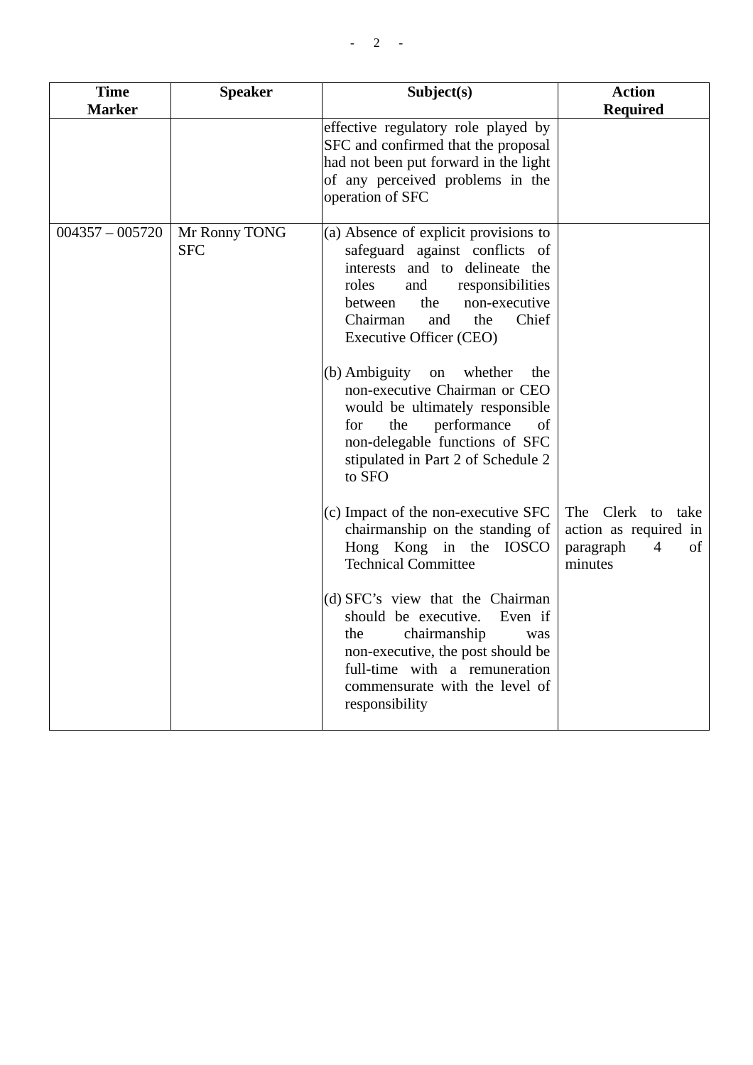| Time Marker | Speaker | Subject(s) | Action Required |
|---|---|---|---|
| | | effective regulatory role played by SFC and confirmed that the proposal had not been put forward in the light of any perceived problems in the operation of SFC | |
| 004357 – 005720 | Mr Ronny TONG<br>SFC | (a) Absence of explicit provisions to safeguard against conflicts of interests and to delineate the roles and responsibilities between the non-executive Chairman and the Chief Executive Officer (CEO)<br><br>(b) Ambiguity on whether the non-executive Chairman or CEO would be ultimately responsible for the performance of non-delegable functions of SFC stipulated in Part 2 of Schedule 2 to SFO<br><br>(c) Impact of the non-executive SFC chairmanship on the standing of Hong Kong in the IOSCO Technical Committee<br><br>(d) SFC's view that the Chairman should be executive. Even if the chairmanship was non-executive, the post should be full-time with a remuneration commensurate with the level of responsibility | The Clerk to take action as required in paragraph 4 of minutes |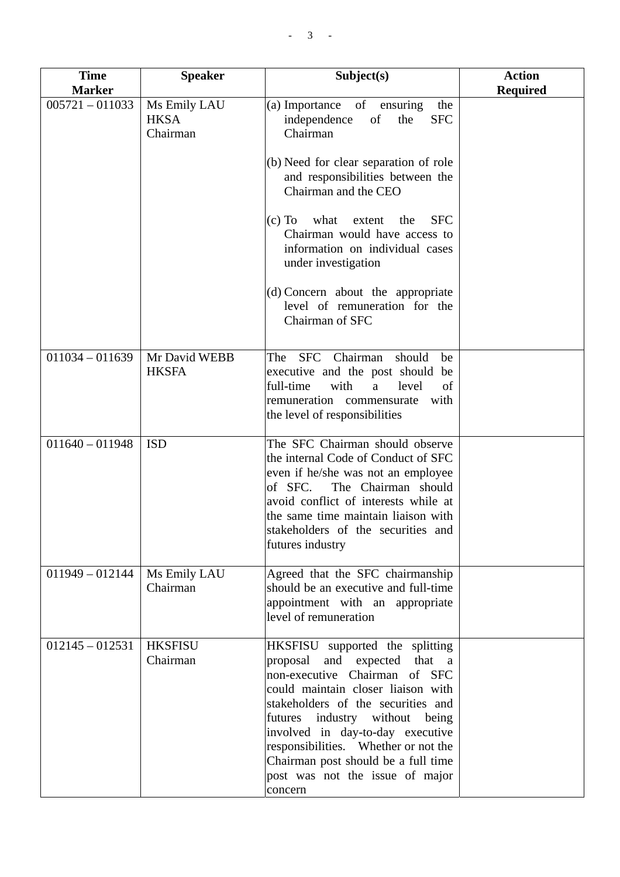| Time Marker | Speaker | Subject(s) | Action Required |
|---|---|---|---|
| 005721 – 011033 | Ms Emily LAU<br>HKSA<br>Chairman | (a) Importance of ensuring the independence of the SFC Chairman<br><br>(b) Need for clear separation of role and responsibilities between the Chairman and the CEO<br><br>(c) To what extent the SFC Chairman would have access to information on individual cases under investigation<br><br>(d) Concern about the appropriate level of remuneration for the Chairman of SFC | |
| 011034 – 011639 | Mr David WEBB<br>HKSFA | The SFC Chairman should be executive and the post should be full-time with a level of remuneration commensurate with the level of responsibilities | |
| 011640 – 011948 | ISD | The SFC Chairman should observe the internal Code of Conduct of SFC even if he/she was not an employee of SFC. The Chairman should avoid conflict of interests while at the same time maintain liaison with stakeholders of the securities and futures industry | |
| 011949 – 012144 | Ms Emily LAU<br>Chairman | Agreed that the SFC chairmanship should be an executive and full-time appointment with an appropriate level of remuneration | |
| 012145 – 012531 | HKSFISU<br>Chairman | HKSFISU supported the splitting proposal and expected that a non-executive Chairman of SFC could maintain closer liaison with stakeholders of the securities and futures industry without being involved in day-to-day executive responsibilities. Whether or not the Chairman post should be a full time post was not the issue of major concern | |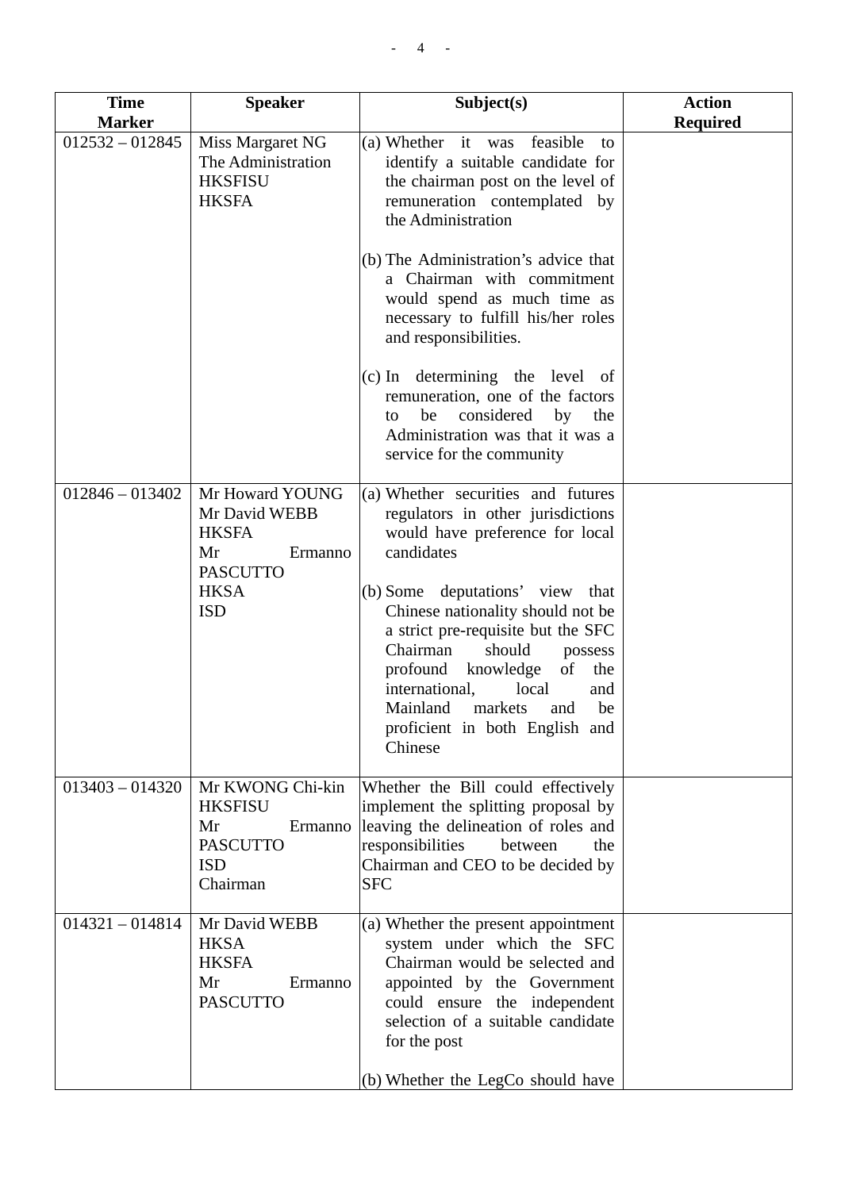| Time Marker | Speaker | Subject(s) | Action Required |
|---|---|---|---|
| 012532 – 012845 | Miss Margaret NG<br>The Administration<br>HKSFISU<br>HKSFA | (a) Whether it was feasible to identify a suitable candidate for the chairman post on the level of remuneration contemplated by the Administration<br><br>(b) The Administration's advice that a Chairman with commitment would spend as much time as necessary to fulfill his/her roles and responsibilities.<br><br>(c) In determining the level of remuneration, one of the factors to be considered by the Administration was that it was a service for the community | |
| 012846 – 013402 | Mr Howard YOUNG<br>Mr David WEBB<br>HKSFA<br>Mr Ermanno PASCUTTO<br>HKSA<br>ISD | (a) Whether securities and futures regulators in other jurisdictions would have preference for local candidates<br><br>(b) Some deputations' view that Chinese nationality should not be a strict pre-requisite but the SFC Chairman should possess profound knowledge of the international, local and Mainland markets and be proficient in both English and Chinese | |
| 013403 – 014320 | Mr KWONG Chi-kin<br>HKSFISU<br>Mr Ermanno PASCUTTO<br>ISD<br>Chairman | Whether the Bill could effectively implement the splitting proposal by leaving the delineation of roles and responsibilities between the Chairman and CEO to be decided by SFC | |
| 014321 – 014814 | Mr David WEBB<br>HKSA<br>HKSFA<br>Mr Ermanno PASCUTTO | (a) Whether the present appointment system under which the SFC Chairman would be selected and appointed by the Government could ensure the independent selection of a suitable candidate for the post<br><br>(b) Whether the LegCo should have | |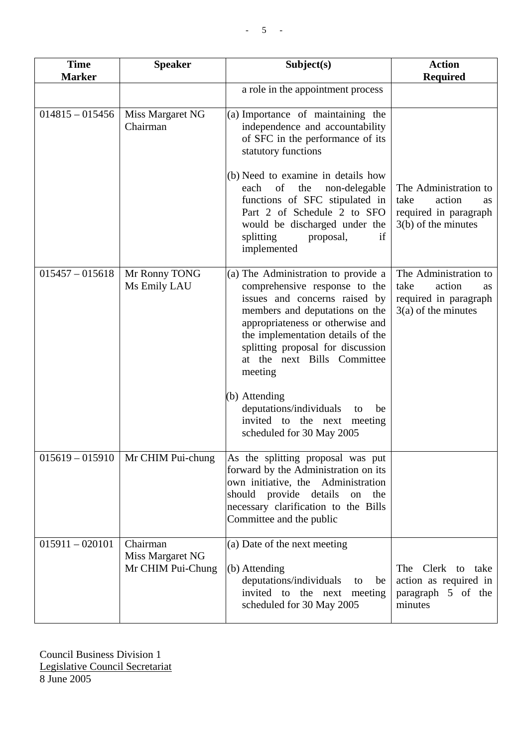| Time Marker | Speaker | Subject(s) | Action Required |
|---|---|---|---|
| | | a role in the appointment process | |
| 014815 – 015456 | Miss Margaret NG<br>Chairman | (a) Importance of maintaining the independence and accountability of SFC in the performance of its statutory functions<br><br>(b) Need to examine in details how each of the non-delegable functions of SFC stipulated in Part 2 of Schedule 2 to SFO would be discharged under the splitting proposal, if implemented | The Administration to take action as required in paragraph 3(b) of the minutes |
| 015457 – 015618 | Mr Ronny TONG<br>Ms Emily LAU | (a) The Administration to provide a comprehensive response to the issues and concerns raised by members and deputations on the appropriateness or otherwise and the implementation details of the splitting proposal for discussion at the next Bills Committee meeting<br><br>(b) Attending deputations/individuals to be invited to the next meeting scheduled for 30 May 2005 | The Administration to take action as required in paragraph 3(a) of the minutes |
| 015619 – 015910 | Mr CHIM Pui-chung | As the splitting proposal was put forward by the Administration on its own initiative, the Administration should provide details on the necessary clarification to the Bills Committee and the public | |
| 015911 – 020101 | Chairman<br>Miss Margaret NG<br>Mr CHIM Pui-Chung | (a) Date of the next meeting<br><br>(b) Attending deputations/individuals to be invited to the next meeting scheduled for 30 May 2005 | The Clerk to take action as required in paragraph 5 of the minutes |

Council Business Division 1
Legislative Council Secretariat
8 June 2005